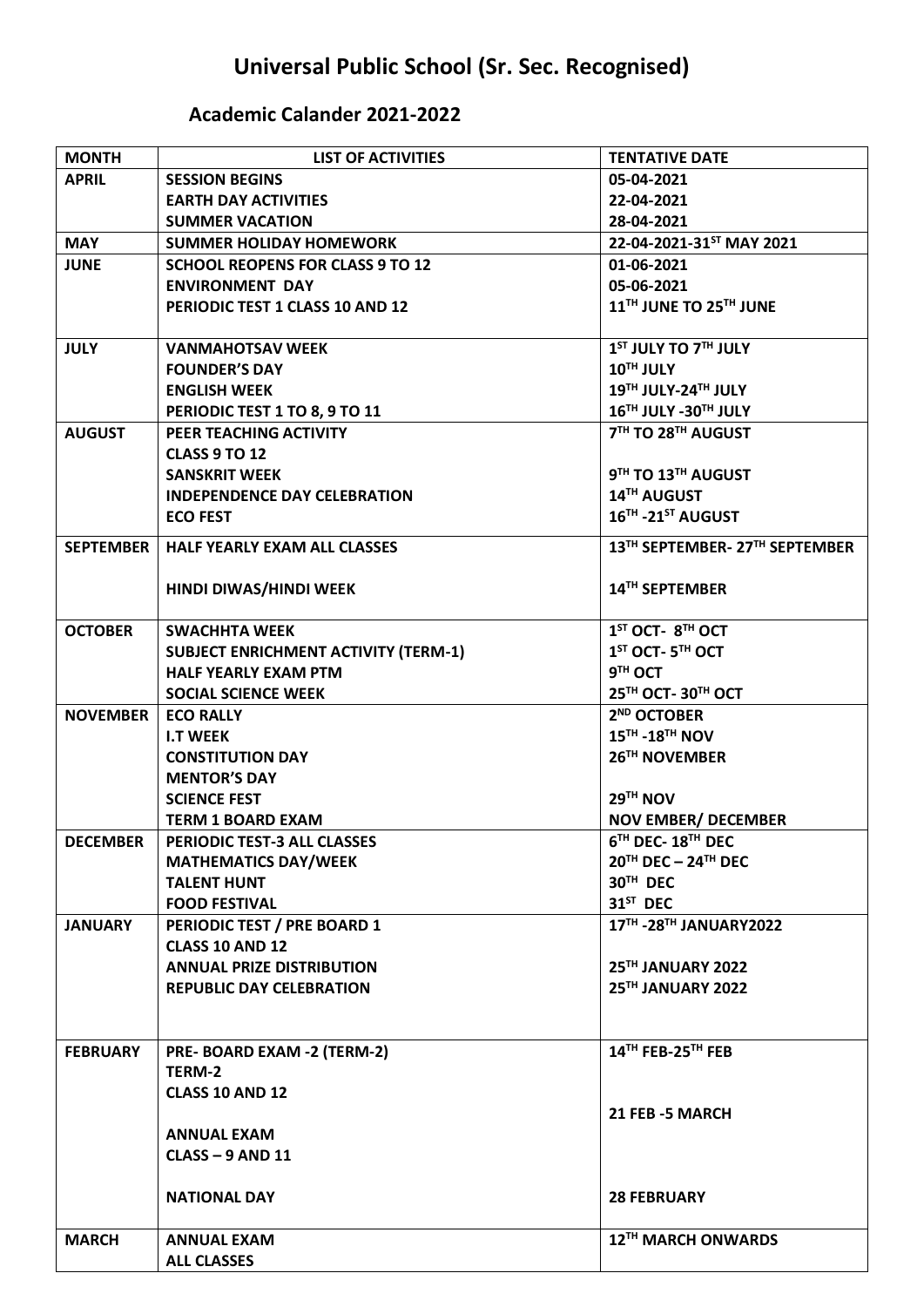# Universal Public School (Sr. Sec. Recognised)

## Academic Calander 2021-2022

| MONTH | LIST OF ACTIVITIES | TENTATIVE DATE |
|---|---|---|
| APRIL | SESSION BEGINS | 05-04-2021 |
| | EARTH DAY ACTIVITIES | 22-04-2021 |
| | SUMMER VACATION | 28-04-2021 |
| MAY | SUMMER HOLIDAY HOMEWORK | 22-04-2021-31ST MAY 2021 |
| JUNE | SCHOOL REOPENS FOR CLASS 9 TO 12 | 01-06-2021 |
| | ENVIRONMENT DAY | 05-06-2021 |
| | PERIODIC TEST 1 CLASS 10 AND 12 | 11TH JUNE TO 25TH JUNE |
| JULY | VANMAHOTSAV WEEK | 1ST JULY TO 7TH JULY |
| | FOUNDER'S DAY | 10TH JULY |
| | ENGLISH WEEK | 19TH JULY-24TH JULY |
| | PERIODIC TEST 1 TO 8, 9 TO 11 | 16TH JULY -30TH JULY |
| AUGUST | PEER TEACHING ACTIVITY CLASS 9 TO 12 | 7TH TO 28TH AUGUST |
| | SANSKRIT WEEK | 9TH TO 13TH AUGUST |
| | INDEPENDENCE DAY CELEBRATION | 14TH AUGUST |
| | ECO FEST | 16TH -21ST AUGUST |
| SEPTEMBER | HALF YEARLY EXAM ALL CLASSES | 13TH SEPTEMBER- 27TH SEPTEMBER |
| | HINDI DIWAS/HINDI WEEK | 14TH SEPTEMBER |
| OCTOBER | SWACHHTA WEEK | 1ST OCT- 8TH OCT |
| | SUBJECT ENRICHMENT ACTIVITY (TERM-1) | 1ST OCT- 5TH OCT |
| | HALF YEARLY EXAM PTM | 9TH OCT |
| | SOCIAL SCIENCE WEEK | 25TH OCT- 30TH OCT |
| NOVEMBER | ECO RALLY | 2ND OCTOBER |
| | I.T WEEK | 15TH -18TH NOV |
| | CONSTITUTION DAY | 26TH NOVEMBER |
| | MENTOR'S DAY | |
| | SCIENCE FEST | 29TH NOV |
| | TERM 1 BOARD EXAM | NOV EMBER/ DECEMBER |
| DECEMBER | PERIODIC TEST-3 ALL CLASSES | 6TH DEC- 18TH DEC |
| | MATHEMATICS DAY/WEEK | 20TH DEC – 24TH DEC |
| | TALENT HUNT | 30TH DEC |
| | FOOD FESTIVAL | 31ST DEC |
| JANUARY | PERIODIC TEST / PRE BOARD 1 CLASS 10 AND 12 | 17TH -28TH JANUARY2022 |
| | ANNUAL PRIZE DISTRIBUTION | 25TH JANUARY 2022 |
| | REPUBLIC DAY CELEBRATION | 25TH JANUARY 2022 |
| FEBRUARY | PRE- BOARD EXAM -2 (TERM-2) | 14TH FEB-25TH FEB |
| | TERM-2 CLASS 10 AND 12 | 21 FEB -5 MARCH |
| | ANNUAL EXAM CLASS – 9 AND 11 | |
| | NATIONAL DAY | 28 FEBRUARY |
| MARCH | ANNUAL EXAM ALL CLASSES | 12TH MARCH ONWARDS |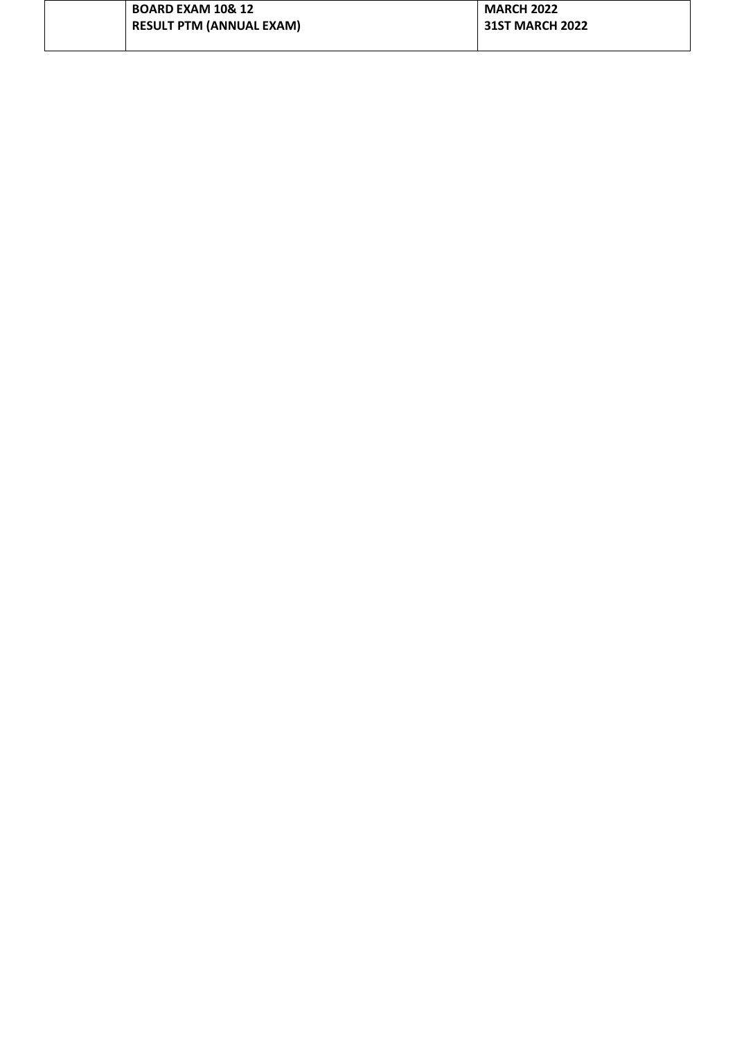| | | |
|---|---|---|
| | **BOARD EXAM 10& 12**<br>**RESULT PTM (ANNUAL EXAM)** | **MARCH 2022**<br>**31ST MARCH 2022** |